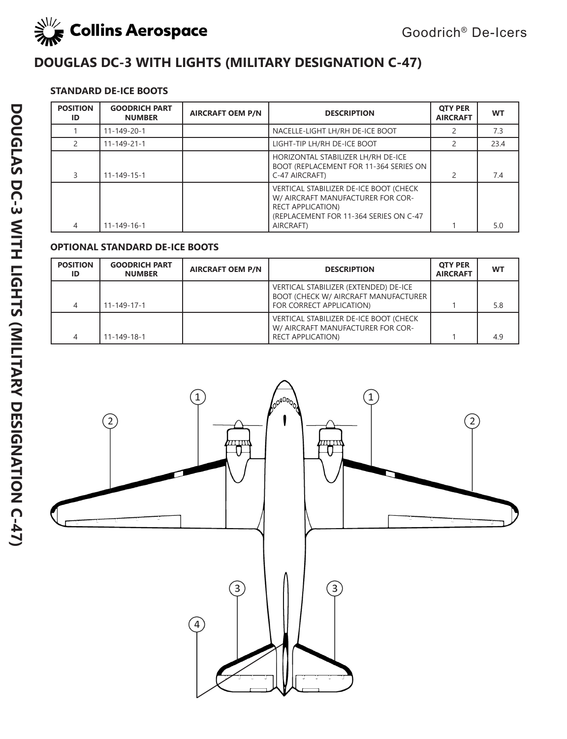# DOUGLAS DC-3 WITH LIGHTS (MILITARY DESIGNATION C-47)

### STANDARD DE-ICE BOOTS

| POSITION ID | GOODRICH PART NUMBER | AIRCRAFT OEM P/N | DESCRIPTION | QTY PER AIRCRAFT | WT |
|---|---|---|---|---|---|
| 1 | 11-149-20-1 | | NACELLE-LIGHT LH/RH DE-ICE BOOT | 2 | 7.3 |
| 2 | 11-149-21-1 | | LIGHT-TIP LH/RH DE-ICE BOOT | 2 | 23.4 |
| 3 | 11-149-15-1 | | HORIZONTAL STABILIZER LH/RH DE-ICE BOOT (REPLACEMENT FOR 11-364 SERIES ON C-47 AIRCRAFT) | 2 | 7.4 |
| 4 | 11-149-16-1 | | VERTICAL STABILIZER DE-ICE BOOT (CHECK W/ AIRCRAFT MANUFACTURER FOR CORRECT APPLICATION) (REPLACEMENT FOR 11-364 SERIES ON C-47 AIRCRAFT) | 1 | 5.0 |

### OPTIONAL STANDARD DE-ICE BOOTS

| POSITION ID | GOODRICH PART NUMBER | AIRCRAFT OEM P/N | DESCRIPTION | QTY PER AIRCRAFT | WT |
|---|---|---|---|---|---|
| 4 | 11-149-17-1 | | VERTICAL STABILIZER (EXTENDED) DE-ICE BOOT (CHECK W/ AIRCRAFT MANUFACTURER FOR CORRECT APPLICATION) | 1 | 5.8 |
| 4 | 11-149-18-1 | | VERTICAL STABILIZER DE-ICE BOOT (CHECK W/ AIRCRAFT MANUFACTURER FOR CORRECT APPLICATION) | 1 | 4.9 |

1
1
2
2
3
3
4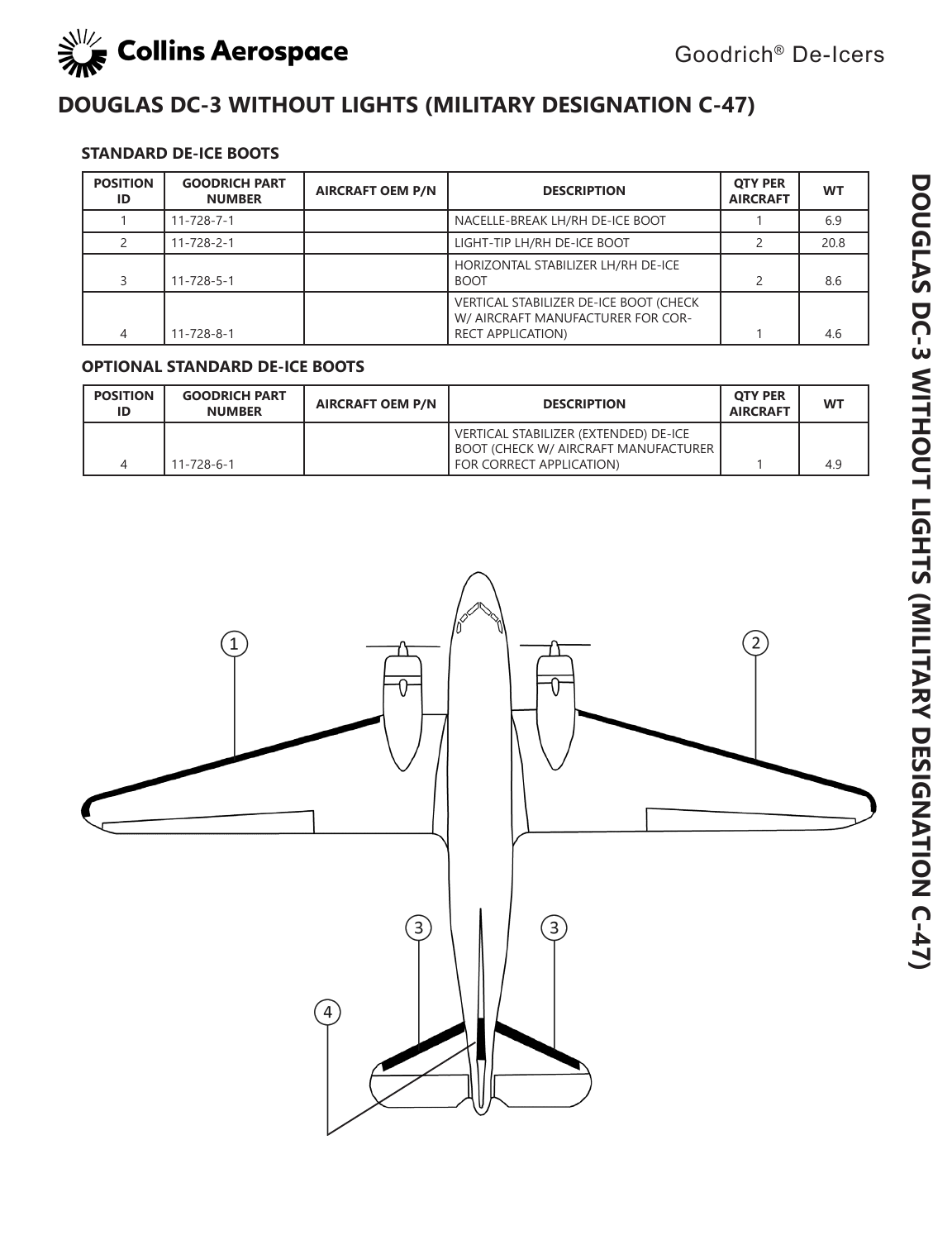# DOUGLAS DC-3 WITHOUT LIGHTS (MILITARY DESIGNATION C-47)

### STANDARD DE-ICE BOOTS

| POSITION ID | GOODRICH PART NUMBER | AIRCRAFT OEM P/N | DESCRIPTION | QTY PER AIRCRAFT | WT |
|---|---|---|---|---|---|
| 1 | 11-728-7-1 | | NACELLE-BREAK LH/RH DE-ICE BOOT | 1 | 6.9 |
| 2 | 11-728-2-1 | | LIGHT-TIP LH/RH DE-ICE BOOT | 2 | 20.8 |
| 3 | 11-728-5-1 | | HORIZONTAL STABILIZER LH/RH DE-ICE BOOT | 2 | 8.6 |
| 4 | 11-728-8-1 | | VERTICAL STABILIZER DE-ICE BOOT (CHECK W/ AIRCRAFT MANUFACTURER FOR CORRECT APPLICATION) | 1 | 4.6 |

### OPTIONAL STANDARD DE-ICE BOOTS

| POSITION ID | GOODRICH PART NUMBER | AIRCRAFT OEM P/N | DESCRIPTION | QTY PER AIRCRAFT | WT |
|---|---|---|---|---|---|
| 4 | 11-728-6-1 | | VERTICAL STABILIZER (EXTENDED) DE-ICE BOOT (CHECK W/ AIRCRAFT MANUFACTURER FOR CORRECT APPLICATION) | 1 | 4.9 |

1
2
3
3
4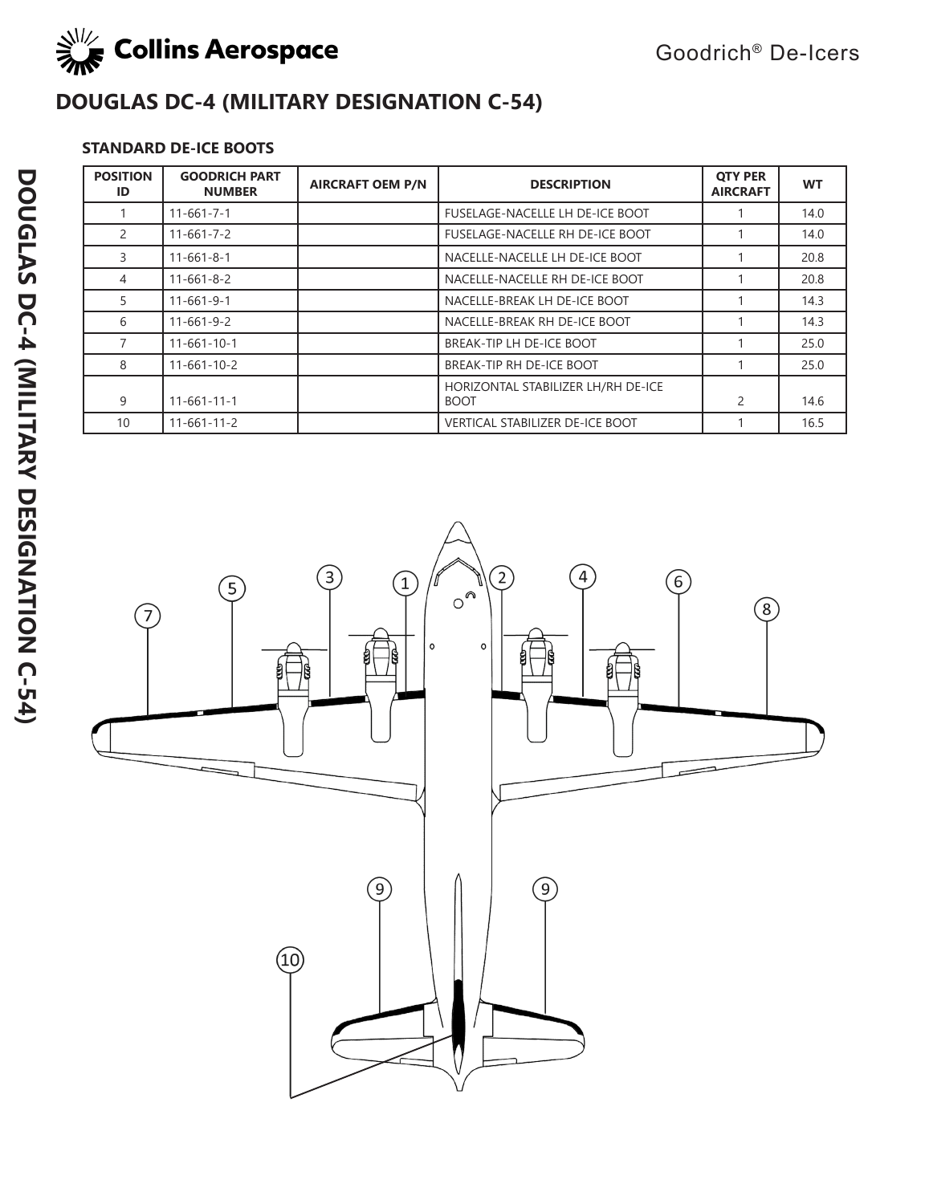# DOUGLAS DC-4 (MILITARY DESIGNATION C-54)

### STANDARD DE-ICE BOOTS

| POSITION ID | GOODRICH PART NUMBER | AIRCRAFT OEM P/N | DESCRIPTION | QTY PER AIRCRAFT | WT |
|---|---|---|---|---|---|
| 1 | 11-661-7-1 | | FUSELAGE-NACELLE LH DE-ICE BOOT | 1 | 14.0 |
| 2 | 11-661-7-2 | | FUSELAGE-NACELLE RH DE-ICE BOOT | 1 | 14.0 |
| 3 | 11-661-8-1 | | NACELLE-NACELLE LH DE-ICE BOOT | 1 | 20.8 |
| 4 | 11-661-8-2 | | NACELLE-NACELLE RH DE-ICE BOOT | 1 | 20.8 |
| 5 | 11-661-9-1 | | NACELLE-BREAK LH DE-ICE BOOT | 1 | 14.3 |
| 6 | 11-661-9-2 | | NACELLE-BREAK RH DE-ICE BOOT | 1 | 14.3 |
| 7 | 11-661-10-1 | | BREAK-TIP LH DE-ICE BOOT | 1 | 25.0 |
| 8 | 11-661-10-2 | | BREAK-TIP RH DE-ICE BOOT | 1 | 25.0 |
| 9 | 11-661-11-1 | | HORIZONTAL STABILIZER LH/RH DE-ICE BOOT | 2 | 14.6 |
| 10 | 11-661-11-2 | | VERTICAL STABILIZER DE-ICE BOOT | 1 | 16.5 |

1
2
3
4
5
6
7
8
9
9
10